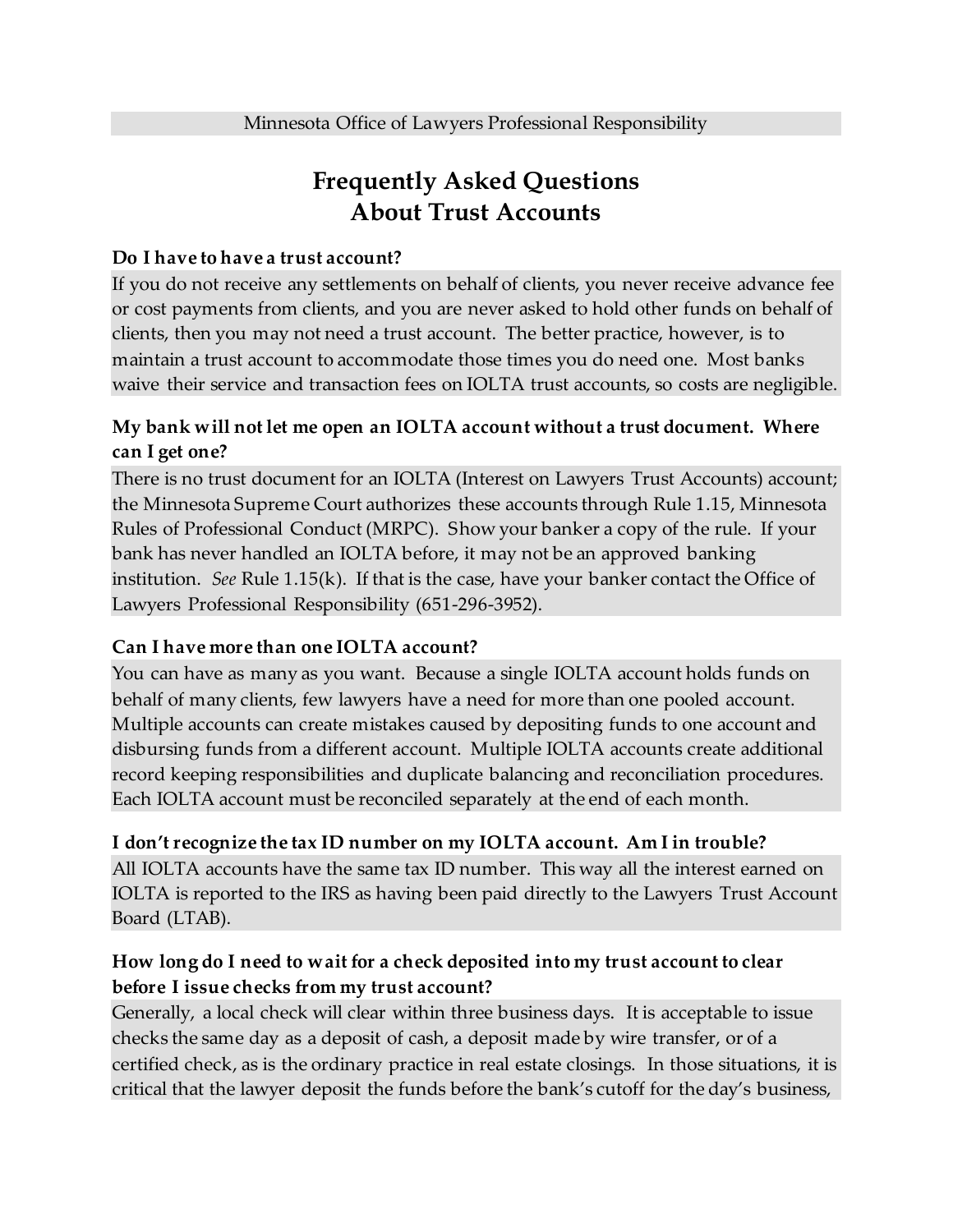Minnesota Office of Lawyers Professional Responsibility

# Frequently Asked Questions About Trust Accounts

### Do I have to have a trust account?

If you do not receive any settlements on behalf of clients, you never receive advance fee or cost payments from clients, and you are never asked to hold other funds on behalf of clients, then you may not need a trust account. The better practice, however, is to maintain a trust account to accommodate those times you do need one. Most banks waive their service and transaction fees on IOLTA trust accounts, so costs are negligible.

### My bank will not let me open an IOLTA account without a trust document. Where can I get one?

There is no trust document for an IOLTA (Interest on Lawyers Trust Accounts) account; the Minnesota Supreme Court authorizes these accounts through Rule 1.15, Minnesota Rules of Professional Conduct (MRPC). Show your banker a copy of the rule. If your bank has never handled an IOLTA before, it may not be an approved banking institution. *See* Rule 1.15(k). If that is the case, have your banker contact the Office of Lawyers Professional Responsibility (651-296-3952).

### Can I have more than one IOLTA account?

You can have as many as you want. Because a single IOLTA account holds funds on behalf of many clients, few lawyers have a need for more than one pooled account. Multiple accounts can create mistakes caused by depositing funds to one account and disbursing funds from a different account. Multiple IOLTA accounts create additional record keeping responsibilities and duplicate balancing and reconciliation procedures. Each IOLTA account must be reconciled separately at the end of each month.

### I don't recognize the tax ID number on my IOLTA account. Am I in trouble?

All IOLTA accounts have the same tax ID number. This way all the interest earned on IOLTA is reported to the IRS as having been paid directly to the Lawyers Trust Account Board (LTAB).

### How long do I need to wait for a check deposited into my trust account to clear before I issue checks from my trust account?

Generally, a local check will clear within three business days. It is acceptable to issue checks the same day as a deposit of cash, a deposit made by wire transfer, or of a certified check, as is the ordinary practice in real estate closings. In those situations, it is critical that the lawyer deposit the funds before the bank's cutoff for the day's business,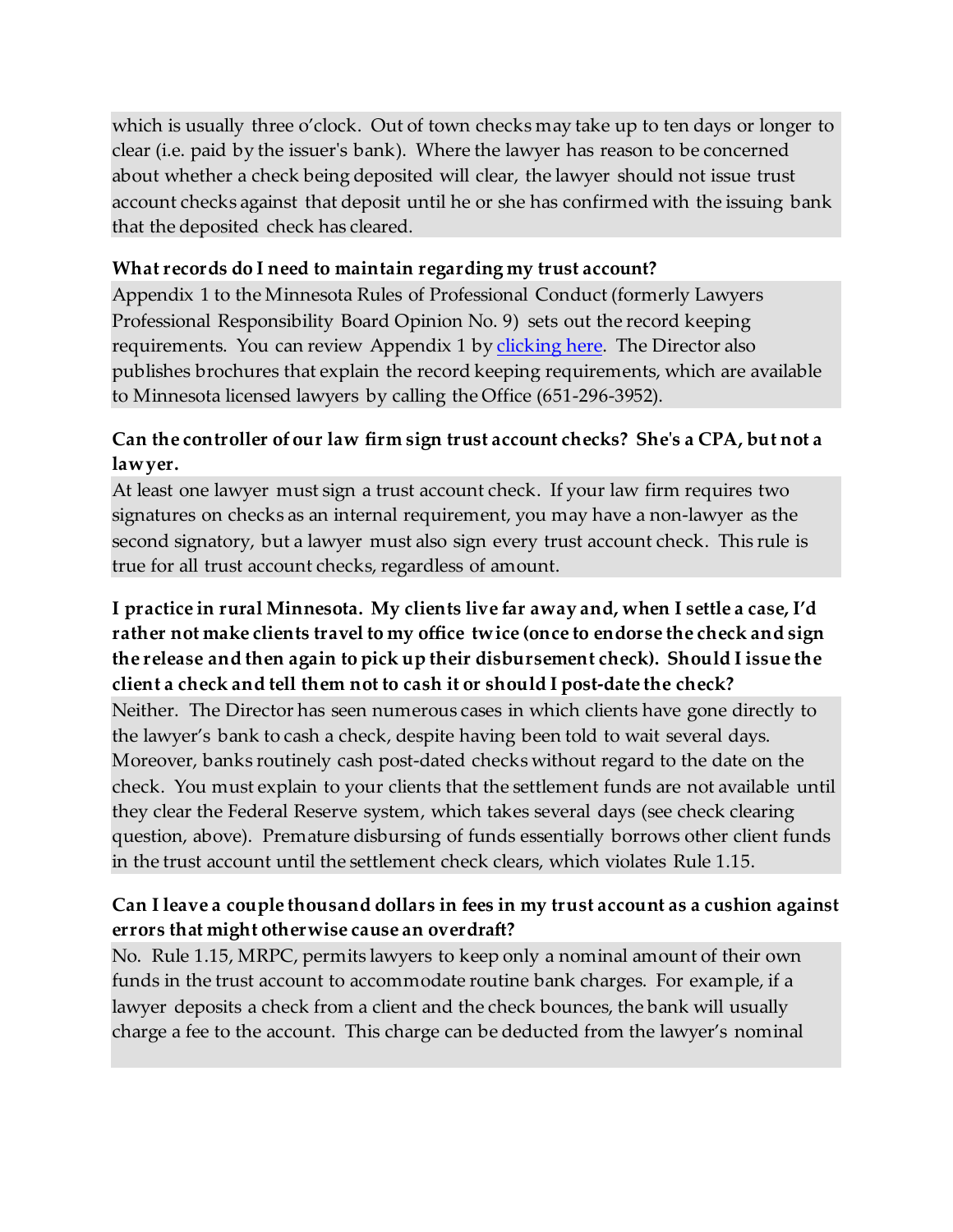which is usually three o'clock. Out of town checks may take up to ten days or longer to clear (i.e. paid by the issuer's bank). Where the lawyer has reason to be concerned about whether a check being deposited will clear, the lawyer should not issue trust account checks against that deposit until he or she has confirmed with the issuing bank that the deposited check has cleared.

**What records do I need to maintain regarding my trust account?**

Appendix 1 to the Minnesota Rules of Professional Conduct (formerly Lawyers Professional Responsibility Board Opinion No. 9) sets out the record keeping requirements. You can review Appendix 1 by clicking here. The Director also publishes brochures that explain the record keeping requirements, which are available to Minnesota licensed lawyers by calling the Office (651-296-3952).

**Can the controller of our law firm sign trust account checks? She's a CPA, but not a lawyer.**

At least one lawyer must sign a trust account check. If your law firm requires two signatures on checks as an internal requirement, you may have a non-lawyer as the second signatory, but a lawyer must also sign every trust account check. This rule is true for all trust account checks, regardless of amount.

**I practice in rural Minnesota. My clients live far away and, when I settle a case, I'd rather not make clients travel to my office twice (once to endorse the check and sign the release and then again to pick up their disbursement check). Should I issue the client a check and tell them not to cash it or should I post-date the check?**

Neither. The Director has seen numerous cases in which clients have gone directly to the lawyer's bank to cash a check, despite having been told to wait several days. Moreover, banks routinely cash post-dated checks without regard to the date on the check. You must explain to your clients that the settlement funds are not available until they clear the Federal Reserve system, which takes several days (see check clearing question, above). Premature disbursing of funds essentially borrows other client funds in the trust account until the settlement check clears, which violates Rule 1.15.

**Can I leave a couple thousand dollars in fees in my trust account as a cushion against errors that might otherwise cause an overdraft?**

No. Rule 1.15, MRPC, permits lawyers to keep only a nominal amount of their own funds in the trust account to accommodate routine bank charges. For example, if a lawyer deposits a check from a client and the check bounces, the bank will usually charge a fee to the account. This charge can be deducted from the lawyer's nominal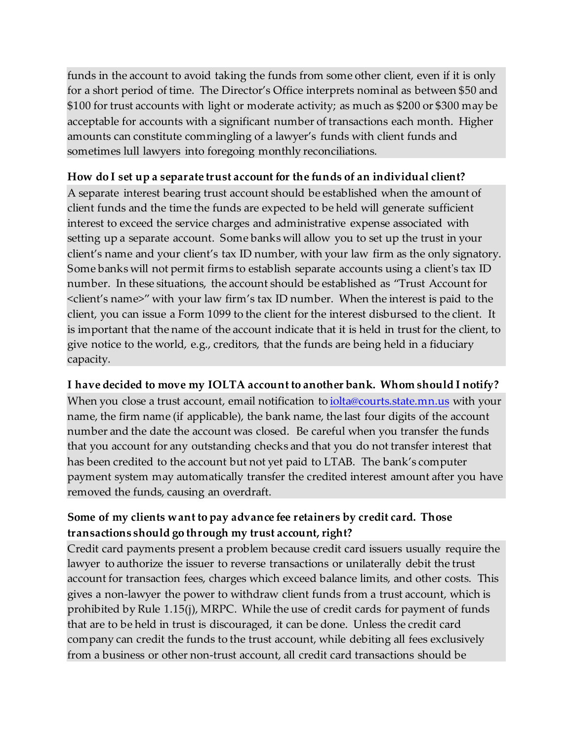funds in the account to avoid taking the funds from some other client, even if it is only for a short period of time. The Director's Office interprets nominal as between $50 and $100 for trust accounts with light or moderate activity; as much as $200 or $300 may be acceptable for accounts with a significant number of transactions each month. Higher amounts can constitute commingling of a lawyer's funds with client funds and sometimes lull lawyers into foregoing monthly reconciliations.

**How do I set up a separate trust account for the funds of an individual client?**

A separate interest bearing trust account should be established when the amount of client funds and the time the funds are expected to be held will generate sufficient interest to exceed the service charges and administrative expense associated with setting up a separate account. Some banks will allow you to set up the trust in your client's name and your client's tax ID number, with your law firm as the only signatory. Some banks will not permit firms to establish separate accounts using a client's tax ID number. In these situations, the account should be established as "Trust Account for <client's name>" with your law firm's tax ID number. When the interest is paid to the client, you can issue a Form 1099 to the client for the interest disbursed to the client. It is important that the name of the account indicate that it is held in trust for the client, to give notice to the world, e.g., creditors, that the funds are being held in a fiduciary capacity.

**I have decided to move my IOLTA account to another bank. Whom should I notify?**

When you close a trust account, email notification to iolta@courts.state.mn.us with your name, the firm name (if applicable), the bank name, the last four digits of the account number and the date the account was closed. Be careful when you transfer the funds that you account for any outstanding checks and that you do not transfer interest that has been credited to the account but not yet paid to LTAB. The bank's computer payment system may automatically transfer the credited interest amount after you have removed the funds, causing an overdraft.

**Some of my clients want to pay advance fee retainers by credit card. Those transactions should go through my trust account, right?**

Credit card payments present a problem because credit card issuers usually require the lawyer to authorize the issuer to reverse transactions or unilaterally debit the trust account for transaction fees, charges which exceed balance limits, and other costs. This gives a non-lawyer the power to withdraw client funds from a trust account, which is prohibited by Rule 1.15(j), MRPC. While the use of credit cards for payment of funds that are to be held in trust is discouraged, it can be done. Unless the credit card company can credit the funds to the trust account, while debiting all fees exclusively from a business or other non-trust account, all credit card transactions should be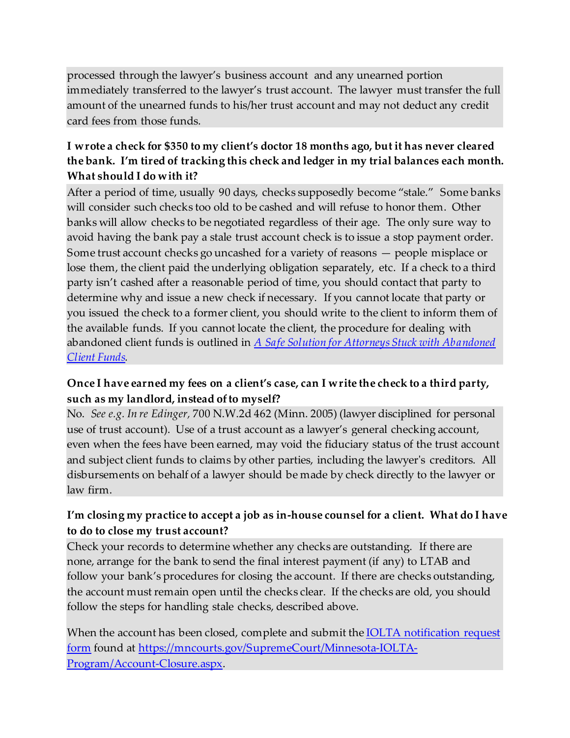processed through the lawyer's business account and any unearned portion immediately transferred to the lawyer's trust account. The lawyer must transfer the full amount of the unearned funds to his/her trust account and may not deduct any credit card fees from those funds.

**I wrote a check for $350 to my client's doctor 18 months ago, but it has never cleared the bank. I'm tired of tracking this check and ledger in my trial balances each month. What should I do with it?**

After a period of time, usually 90 days, checks supposedly become "stale." Some banks will consider such checks too old to be cashed and will refuse to honor them. Other banks will allow checks to be negotiated regardless of their age. The only sure way to avoid having the bank pay a stale trust account check is to issue a stop payment order. Some trust account checks go uncashed for a variety of reasons — people misplace or lose them, the client paid the underlying obligation separately, etc. If a check to a third party isn't cashed after a reasonable period of time, you should contact that party to determine why and issue a new check if necessary. If you cannot locate that party or you issued the check to a former client, you should write to the client to inform them of the available funds. If you cannot locate the client, the procedure for dealing with abandoned client funds is outlined in *A Safe Solution for Attorneys Stuck with Abandoned Client Funds*.

**Once I have earned my fees on a client's case, can I write the check to a third party, such as my landlord, instead of to myself?**

No. *See e.g. In re Edinger,* 700 N.W.2d 462 (Minn. 2005) (lawyer disciplined for personal use of trust account). Use of a trust account as a lawyer's general checking account, even when the fees have been earned, may void the fiduciary status of the trust account and subject client funds to claims by other parties, including the lawyer's creditors. All disbursements on behalf of a lawyer should be made by check directly to the lawyer or law firm.

**I'm closing my practice to accept a job as in-house counsel for a client. What do I have to do to close my trust account?**

Check your records to determine whether any checks are outstanding. If there are none, arrange for the bank to send the final interest payment (if any) to LTAB and follow your bank's procedures for closing the account. If there are checks outstanding, the account must remain open until the checks clear. If the checks are old, you should follow the steps for handling stale checks, described above.

When the account has been closed, complete and submit the IOLTA notification request form found at https://mncourts.gov/SupremeCourt/Minnesota-IOLTA-Program/Account-Closure.aspx.